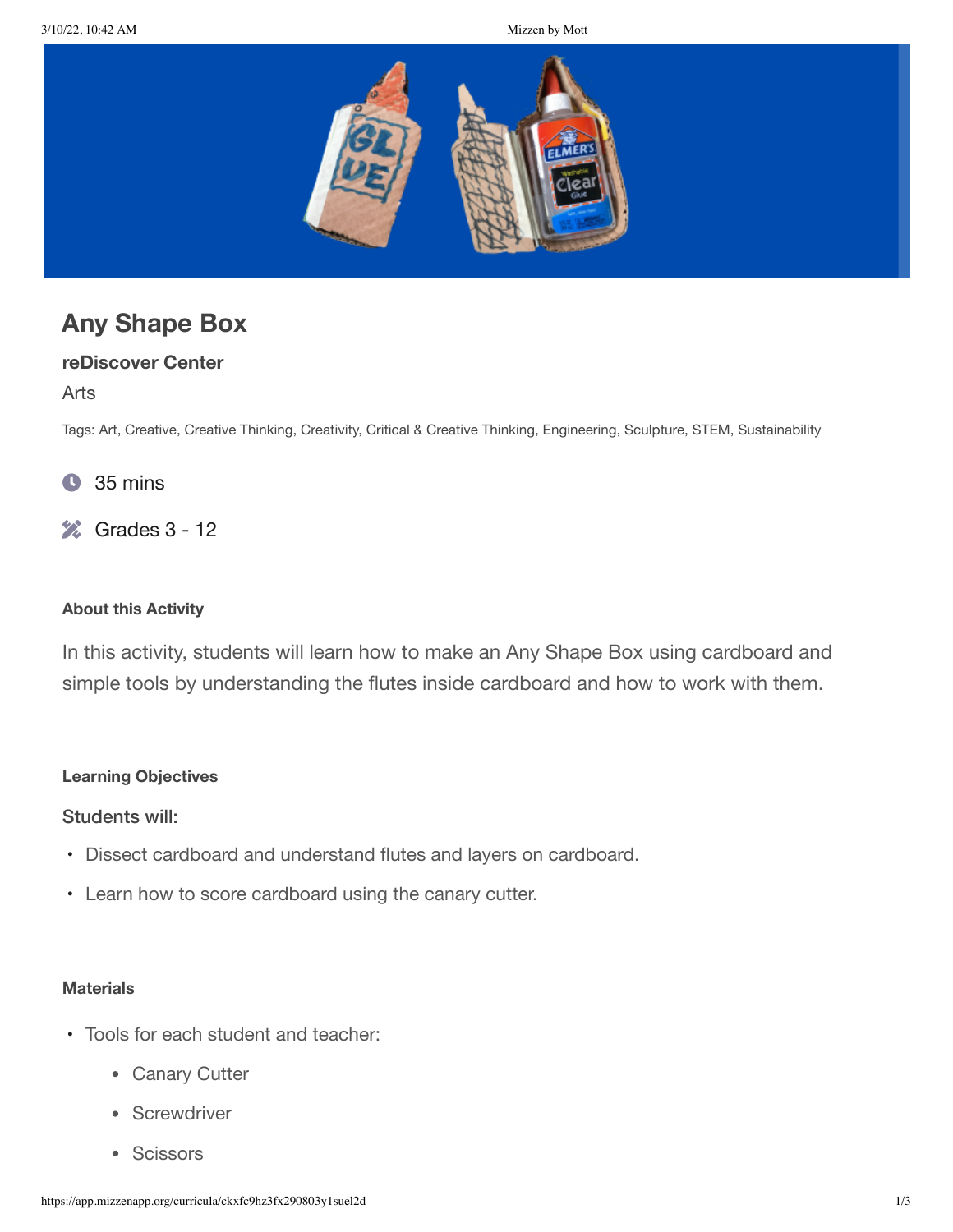# Any Shape Box

### reDiscover Center

Arts

Tags: Art, Creative, Creative Thinking, Creativity, Critical & Creative Thinking, Engineering, Sculpture, STEM, Sustainability

35 mins

Grades 3 - 12

#### About this Activity

In this activity, students will learn how to make an Any Shape Box using cardboard and simple tools by understanding the flutes inside cardboard and how to work with them.

#### Learning Objectives

**Students will:**

- Dissect cardboard and understand flutes and layers on cardboard.
- Learn how to score cardboard using the canary cutter.

#### Materials

- Tools for each student and teacher:
  - Canary Cutter
  - Screwdriver
  - Scissors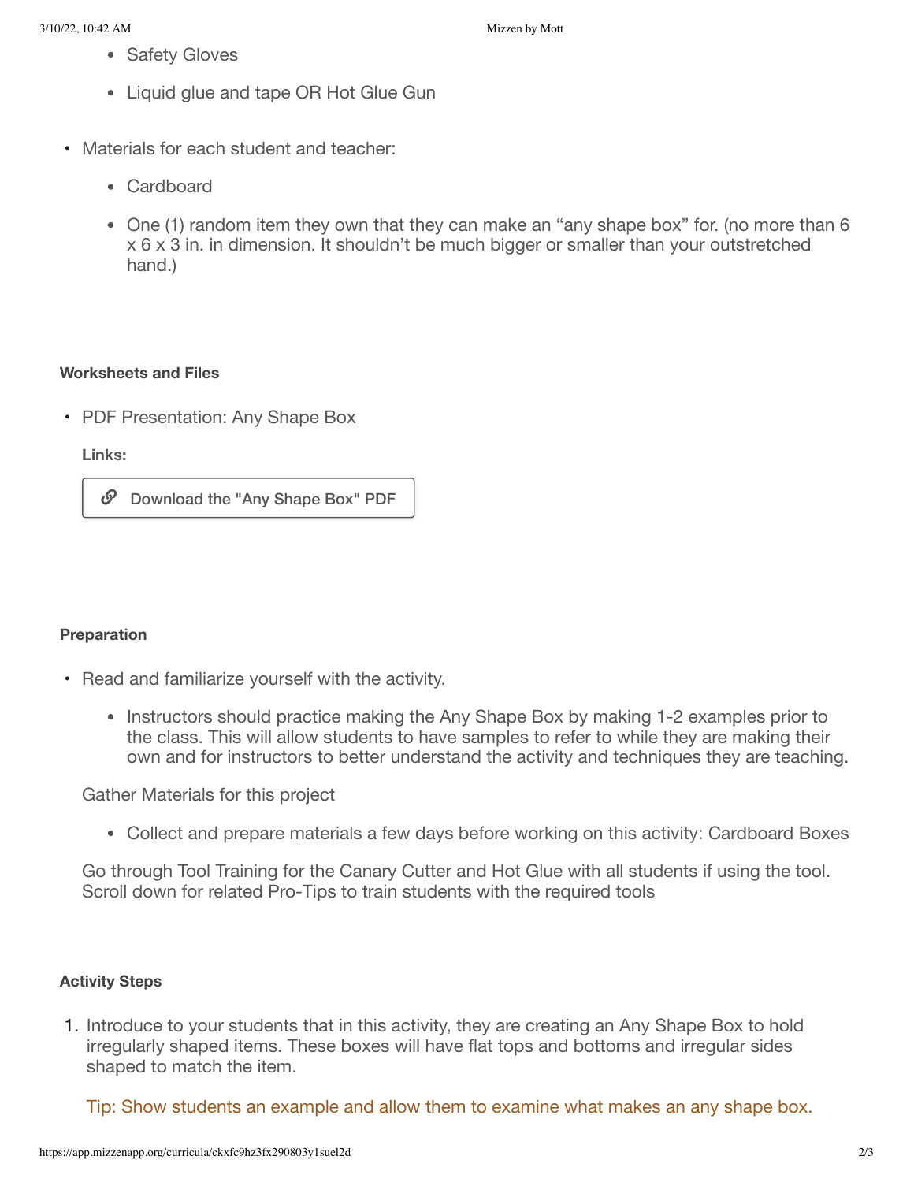- Safety Gloves
  - Liquid glue and tape OR Hot Glue Gun

- Materials for each student and teacher:
  - Cardboard
  - One (1) random item they own that they can make an "any shape box" for. (no more than 6 x 6 x 3 in. in dimension. It shouldn't be much bigger or smaller than your outstretched hand.)

**Worksheets and Files**

- PDF Presentation: Any Shape Box

  **Links:**

  Download the "Any Shape Box" PDF

**Preparation**

- Read and familiarize yourself with the activity.
  - Instructors should practice making the Any Shape Box by making 1-2 examples prior to the class. This will allow students to have samples to refer to while they are making their own and for instructors to better understand the activity and techniques they are teaching.

  Gather Materials for this project

  - Collect and prepare materials a few days before working on this activity: Cardboard Boxes

  Go through Tool Training for the Canary Cutter and Hot Glue with all students if using the tool. Scroll down for related Pro-Tips to train students with the required tools

**Activity Steps**

1. Introduce to your students that in this activity, they are creating an Any Shape Box to hold irregularly shaped items. These boxes will have flat tops and bottoms and irregular sides shaped to match the item.

   Tip: Show students an example and allow them to examine what makes an any shape box.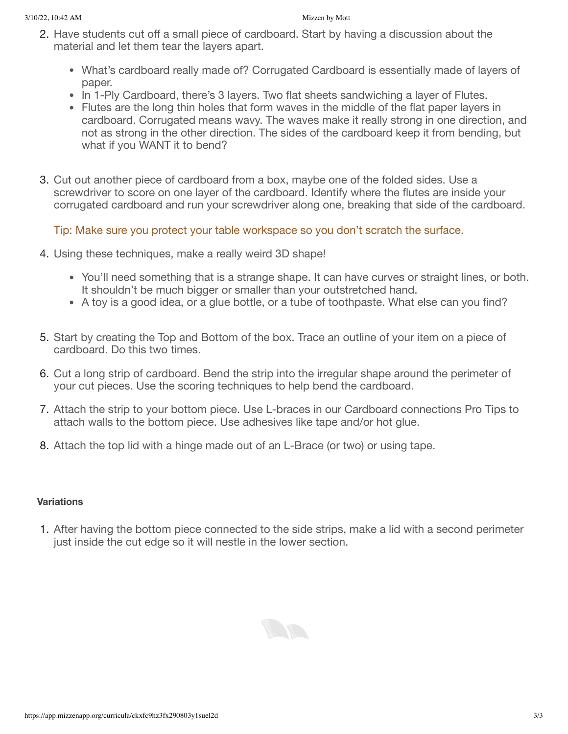2. Have students cut off a small piece of cardboard. Start by having a discussion about the material and let them tear the layers apart.

    - What's cardboard really made of? Corrugated Cardboard is essentially made of layers of paper.
    - In 1-Ply Cardboard, there's 3 layers. Two flat sheets sandwiching a layer of Flutes.
    - Flutes are the long thin holes that form waves in the middle of the flat paper layers in cardboard. Corrugated means wavy. The waves make it really strong in one direction, and not as strong in the other direction. The sides of the cardboard keep it from bending, but what if you WANT it to bend?

3. Cut out another piece of cardboard from a box, maybe one of the folded sides. Use a screwdriver to score on one layer of the cardboard. Identify where the flutes are inside your corrugated cardboard and run your screwdriver along one, breaking that side of the cardboard.

    Tip: Make sure you protect your table workspace so you don't scratch the surface.

4. Using these techniques, make a really weird 3D shape!

    - You'll need something that is a strange shape. It can have curves or straight lines, or both. It shouldn't be much bigger or smaller than your outstretched hand.
    - A toy is a good idea, or a glue bottle, or a tube of toothpaste. What else can you find?

5. Start by creating the Top and Bottom of the box. Trace an outline of your item on a piece of cardboard. Do this two times.

6. Cut a long strip of cardboard. Bend the strip into the irregular shape around the perimeter of your cut pieces. Use the scoring techniques to help bend the cardboard.

7. Attach the strip to your bottom piece. Use L-braces in our Cardboard connections Pro Tips to attach walls to the bottom piece. Use adhesives like tape and/or hot glue.

8. Attach the top lid with a hinge made out of an L-Brace (or two) or using tape.

**Variations**

1. After having the bottom piece connected to the side strips, make a lid with a second perimeter just inside the cut edge so it will nestle in the lower section.